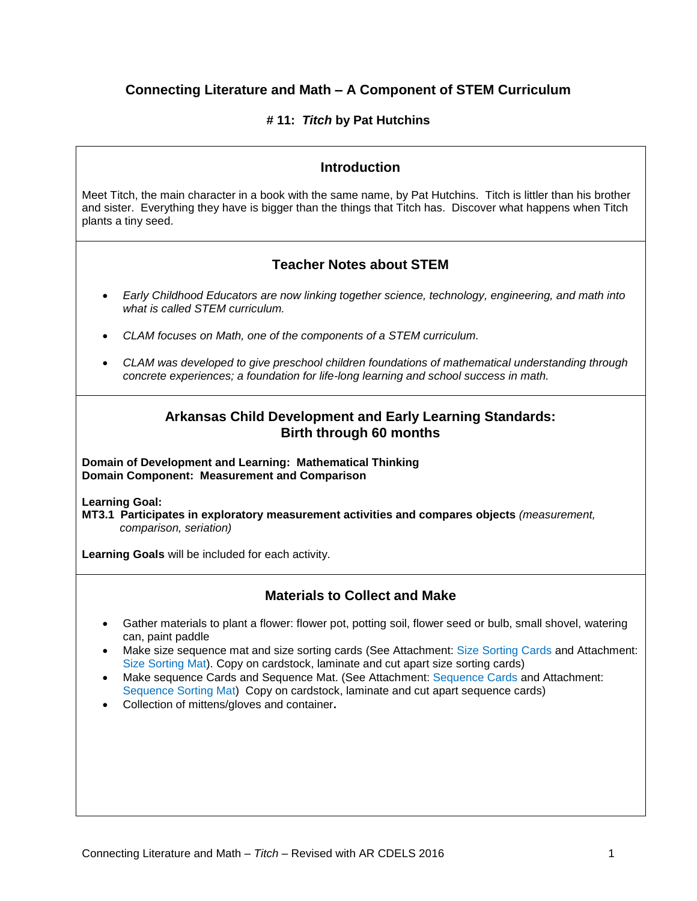# Connecting Literature and Math – A Component of STEM Curriculum

### # 11: *Titch* by Pat Hutchins

## Introduction

Meet Titch, the main character in a book with the same name, by Pat Hutchins. Titch is littler than his brother and sister. Everything they have is bigger than the things that Titch has. Discover what happens when Titch plants a tiny seed.

## Teacher Notes about STEM

- *Early Childhood Educators are now linking together science, technology, engineering, and math into what is called STEM curriculum.*
- *CLAM focuses on Math, one of the components of a STEM curriculum.*
- *CLAM was developed to give preschool children foundations of mathematical understanding through concrete experiences; a foundation for life-long learning and school success in math.*

## Arkansas Child Development and Early Learning Standards: Birth through 60 months

**Domain of Development and Learning: Mathematical Thinking**
**Domain Component: Measurement and Comparison**

**Learning Goal:**
**MT3.1 Participates in exploratory measurement activities and compares objects** *(measurement, comparison, seriation)*

**Learning Goals** will be included for each activity.

## Materials to Collect and Make

- Gather materials to plant a flower: flower pot, potting soil, flower seed or bulb, small shovel, watering can, paint paddle
- Make size sequence mat and size sorting cards (See Attachment: Size Sorting Cards and Attachment: Size Sorting Mat). Copy on cardstock, laminate and cut apart size sorting cards)
- Make sequence Cards and Sequence Mat. (See Attachment: Sequence Cards and Attachment: Sequence Sorting Mat) Copy on cardstock, laminate and cut apart sequence cards)
- Collection of mittens/gloves and container.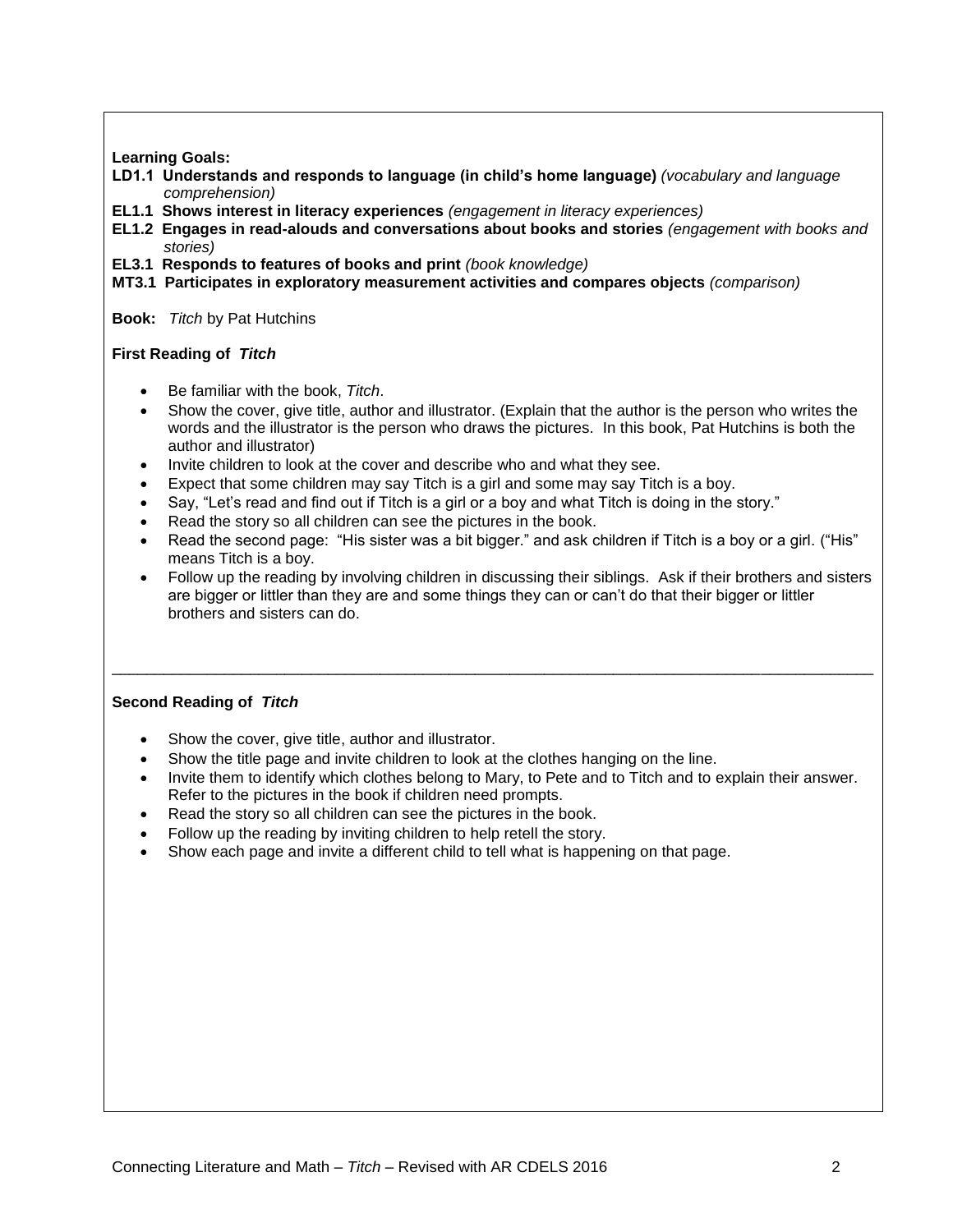**Learning Goals:**

**LD1.1 Understands and responds to language (in child's home language)** *(vocabulary and language comprehension)*

**EL1.1 Shows interest in literacy experiences** *(engagement in literacy experiences)*

**EL1.2 Engages in read-alouds and conversations about books and stories** *(engagement with books and stories)*

**EL3.1 Responds to features of books and print** *(book knowledge)*

**MT3.1 Participates in exploratory measurement activities and compares objects** *(comparison)*

**Book:** *Titch* by Pat Hutchins

**First Reading of *Titch***

- Be familiar with the book, *Titch*.
- Show the cover, give title, author and illustrator. (Explain that the author is the person who writes the words and the illustrator is the person who draws the pictures. In this book, Pat Hutchins is both the author and illustrator)
- Invite children to look at the cover and describe who and what they see.
- Expect that some children may say Titch is a girl and some may say Titch is a boy.
- Say, "Let's read and find out if Titch is a girl or a boy and what Titch is doing in the story."
- Read the story so all children can see the pictures in the book.
- Read the second page: "His sister was a bit bigger." and ask children if Titch is a boy or a girl. ("His" means Titch is a boy.
- Follow up the reading by involving children in discussing their siblings. Ask if their brothers and sisters are bigger or littler than they are and some things they can or can't do that their bigger or littler brothers and sisters can do.

---

**Second Reading of *Titch***

- Show the cover, give title, author and illustrator.
- Show the title page and invite children to look at the clothes hanging on the line.
- Invite them to identify which clothes belong to Mary, to Pete and to Titch and to explain their answer. Refer to the pictures in the book if children need prompts.
- Read the story so all children can see the pictures in the book.
- Follow up the reading by inviting children to help retell the story.
- Show each page and invite a different child to tell what is happening on that page.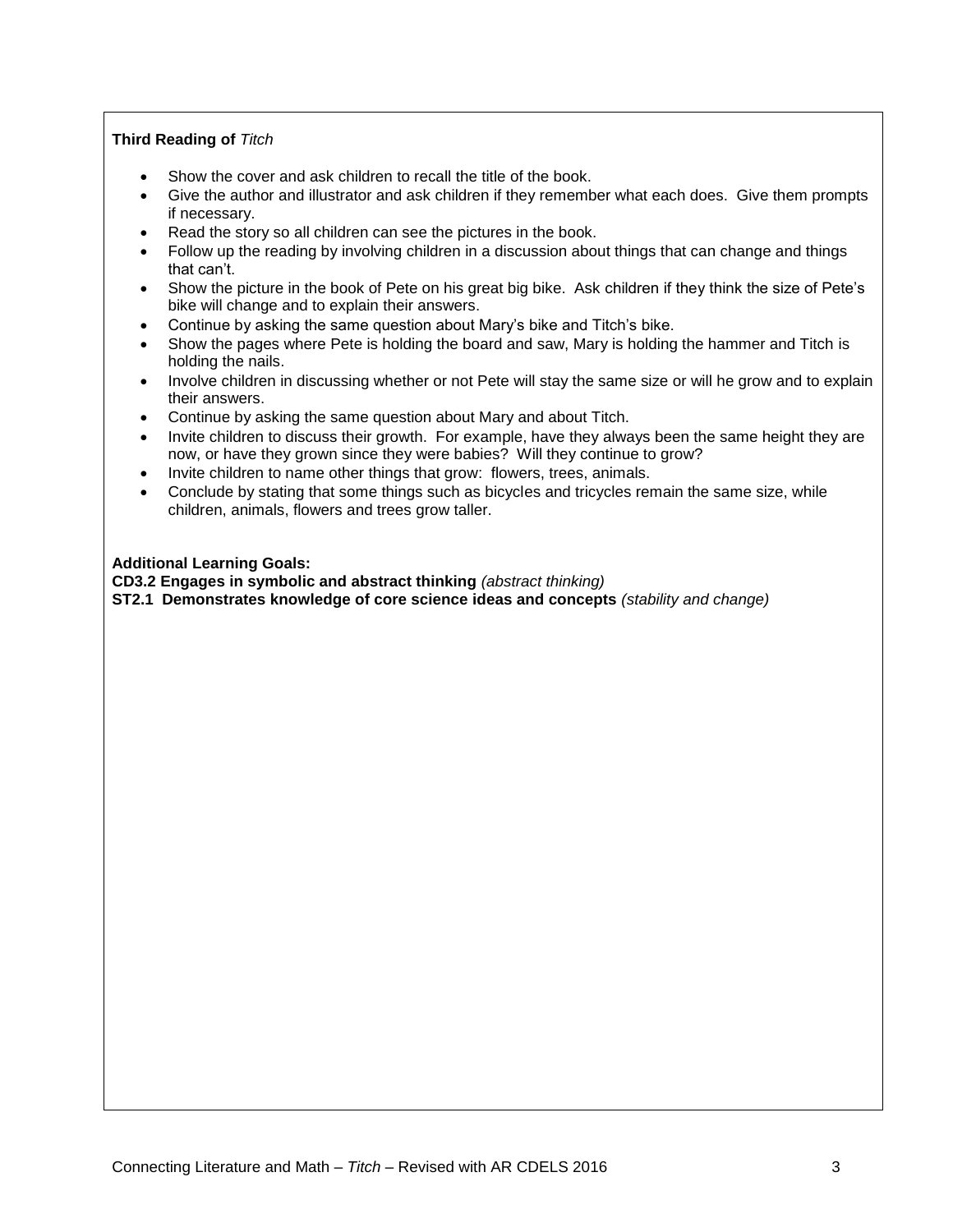**Third Reading of** *Titch*

- Show the cover and ask children to recall the title of the book.
- Give the author and illustrator and ask children if they remember what each does. Give them prompts if necessary.
- Read the story so all children can see the pictures in the book.
- Follow up the reading by involving children in a discussion about things that can change and things that can't.
- Show the picture in the book of Pete on his great big bike. Ask children if they think the size of Pete's bike will change and to explain their answers.
- Continue by asking the same question about Mary's bike and Titch's bike.
- Show the pages where Pete is holding the board and saw, Mary is holding the hammer and Titch is holding the nails.
- Involve children in discussing whether or not Pete will stay the same size or will he grow and to explain their answers.
- Continue by asking the same question about Mary and about Titch.
- Invite children to discuss their growth. For example, have they always been the same height they are now, or have they grown since they were babies? Will they continue to grow?
- Invite children to name other things that grow: flowers, trees, animals.
- Conclude by stating that some things such as bicycles and tricycles remain the same size, while children, animals, flowers and trees grow taller.

**Additional Learning Goals:**
**CD3.2 Engages in symbolic and abstract thinking** *(abstract thinking)*
**ST2.1 Demonstrates knowledge of core science ideas and concepts** *(stability and change)*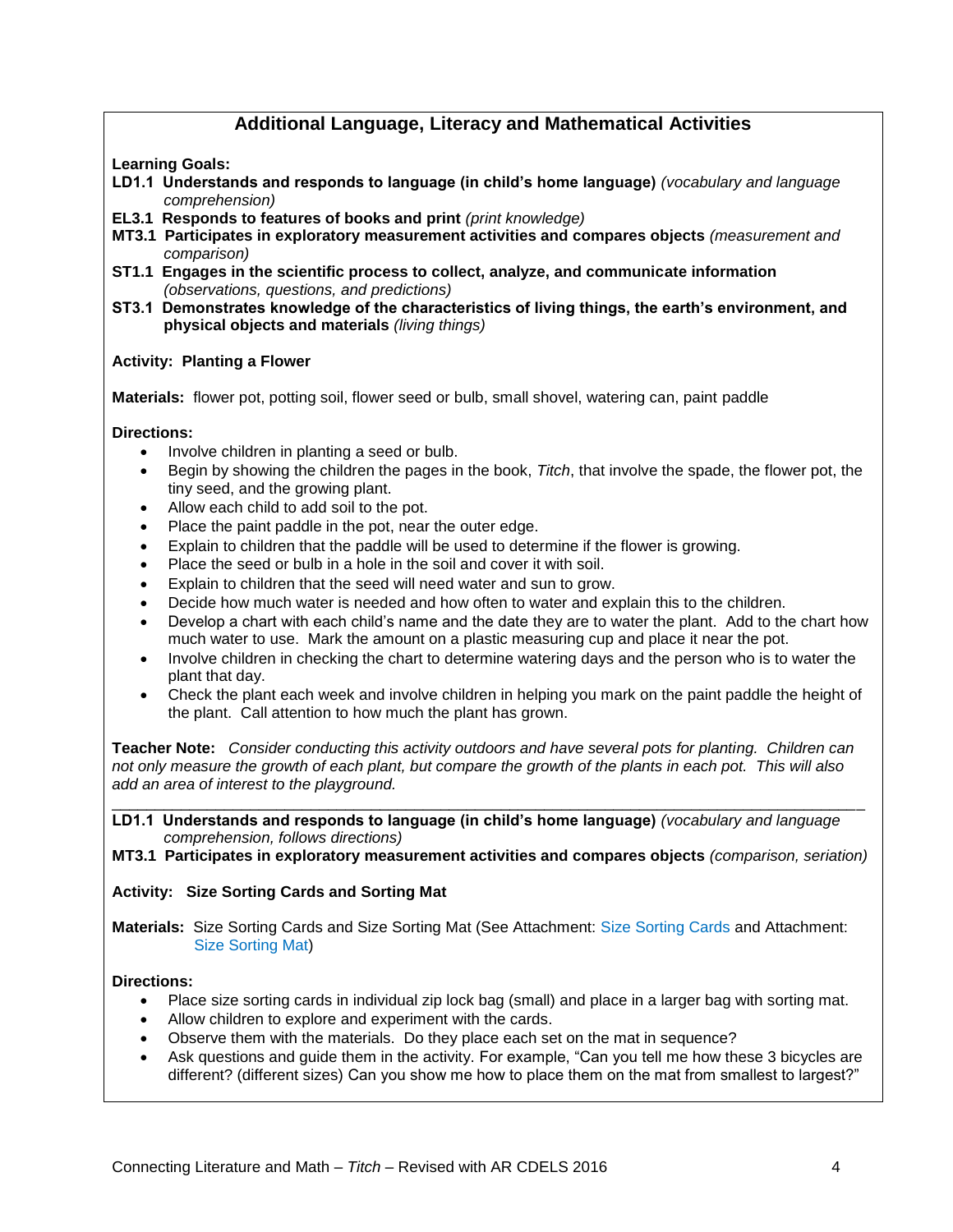## Additional Language, Literacy and Mathematical Activities

**Learning Goals:**

**LD1.1 Understands and responds to language (in child's home language)** *(vocabulary and language comprehension)*

**EL3.1 Responds to features of books and print** *(print knowledge)*

**MT3.1 Participates in exploratory measurement activities and compares objects** *(measurement and comparison)*

**ST1.1 Engages in the scientific process to collect, analyze, and communicate information** *(observations, questions, and predictions)*

**ST3.1 Demonstrates knowledge of the characteristics of living things, the earth's environment, and physical objects and materials** *(living things)*

**Activity: Planting a Flower**

**Materials:** flower pot, potting soil, flower seed or bulb, small shovel, watering can, paint paddle

**Directions:**

- Involve children in planting a seed or bulb.
- Begin by showing the children the pages in the book, *Titch*, that involve the spade, the flower pot, the tiny seed, and the growing plant.
- Allow each child to add soil to the pot.
- Place the paint paddle in the pot, near the outer edge.
- Explain to children that the paddle will be used to determine if the flower is growing.
- Place the seed or bulb in a hole in the soil and cover it with soil.
- Explain to children that the seed will need water and sun to grow.
- Decide how much water is needed and how often to water and explain this to the children.
- Develop a chart with each child's name and the date they are to water the plant. Add to the chart how much water to use. Mark the amount on a plastic measuring cup and place it near the pot.
- Involve children in checking the chart to determine watering days and the person who is to water the plant that day.
- Check the plant each week and involve children in helping you mark on the paint paddle the height of the plant. Call attention to how much the plant has grown.

**Teacher Note:** *Consider conducting this activity outdoors and have several pots for planting. Children can not only measure the growth of each plant, but compare the growth of the plants in each pot. This will also add an area of interest to the playground.*

---

**LD1.1 Understands and responds to language (in child's home language)** *(vocabulary and language comprehension, follows directions)*

**MT3.1 Participates in exploratory measurement activities and compares objects** *(comparison, seriation)*

**Activity: Size Sorting Cards and Sorting Mat**

**Materials:** Size Sorting Cards and Size Sorting Mat (See Attachment: Size Sorting Cards and Attachment: Size Sorting Mat)

**Directions:**

- Place size sorting cards in individual zip lock bag (small) and place in a larger bag with sorting mat.
- Allow children to explore and experiment with the cards.
- Observe them with the materials. Do they place each set on the mat in sequence?
- Ask questions and guide them in the activity. For example, "Can you tell me how these 3 bicycles are different? (different sizes) Can you show me how to place them on the mat from smallest to largest?"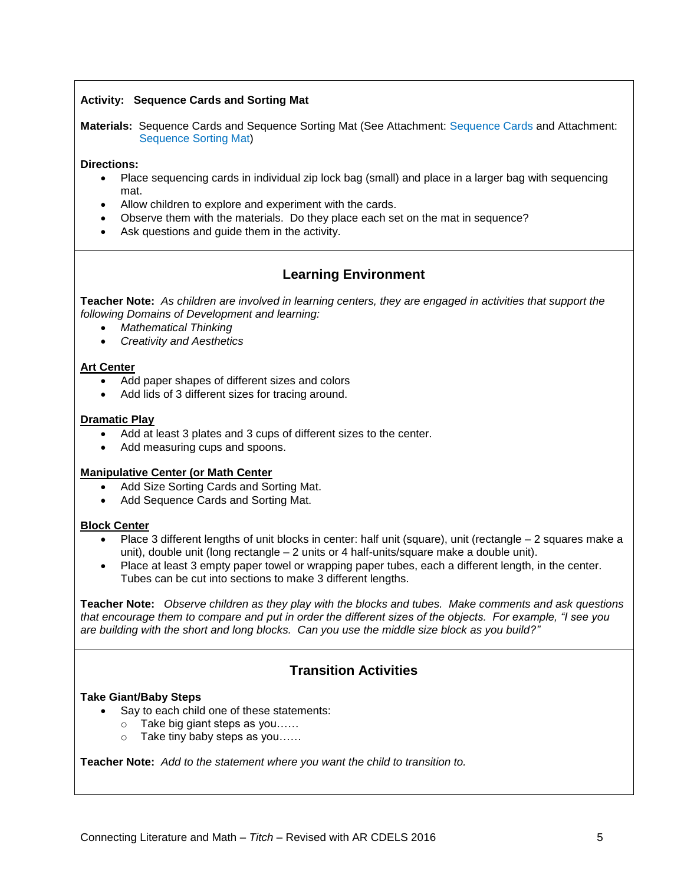**Activity: Sequence Cards and Sorting Mat**

**Materials:** Sequence Cards and Sequence Sorting Mat (See Attachment: Sequence Cards and Attachment: Sequence Sorting Mat)

**Directions:**

- Place sequencing cards in individual zip lock bag (small) and place in a larger bag with sequencing mat.
- Allow children to explore and experiment with the cards.
- Observe them with the materials. Do they place each set on the mat in sequence?
- Ask questions and guide them in the activity.

## Learning Environment

**Teacher Note:** *As children are involved in learning centers, they are engaged in activities that support the following Domains of Development and learning:*

- *Mathematical Thinking*
- *Creativity and Aesthetics*

**Art Center**

- Add paper shapes of different sizes and colors
- Add lids of 3 different sizes for tracing around.

**Dramatic Play**

- Add at least 3 plates and 3 cups of different sizes to the center.
- Add measuring cups and spoons.

**Manipulative Center (or Math Center**

- Add Size Sorting Cards and Sorting Mat.
- Add Sequence Cards and Sorting Mat.

**Block Center**

- Place 3 different lengths of unit blocks in center: half unit (square), unit (rectangle – 2 squares make a unit), double unit (long rectangle – 2 units or 4 half-units/square make a double unit).
- Place at least 3 empty paper towel or wrapping paper tubes, each a different length, in the center. Tubes can be cut into sections to make 3 different lengths.

**Teacher Note:** *Observe children as they play with the blocks and tubes. Make comments and ask questions that encourage them to compare and put in order the different sizes of the objects. For example, "I see you are building with the short and long blocks. Can you use the middle size block as you build?"*

## Transition Activities

**Take Giant/Baby Steps**

- Say to each child one of these statements:
  - Take big giant steps as you……
  - Take tiny baby steps as you……

**Teacher Note:** *Add to the statement where you want the child to transition to.*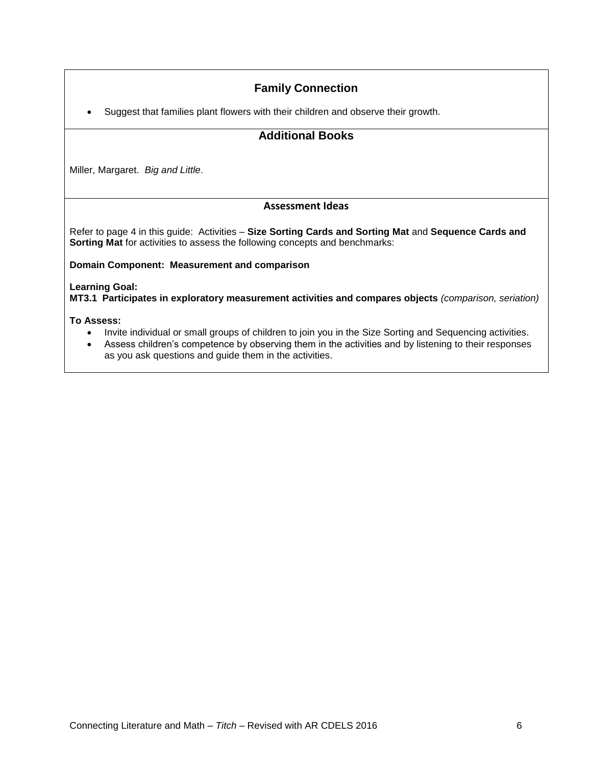## Family Connection

- Suggest that families plant flowers with their children and observe their growth.

## Additional Books

Miller, Margaret. *Big and Little*.

## Assessment Ideas

Refer to page 4 in this guide: Activities – **Size Sorting Cards and Sorting Mat** and **Sequence Cards and Sorting Mat** for activities to assess the following concepts and benchmarks:

**Domain Component: Measurement and comparison**

**Learning Goal:**
**MT3.1 Participates in exploratory measurement activities and compares objects** *(comparison, seriation)*

**To Assess:**

- Invite individual or small groups of children to join you in the Size Sorting and Sequencing activities.
- Assess children's competence by observing them in the activities and by listening to their responses as you ask questions and guide them in the activities.